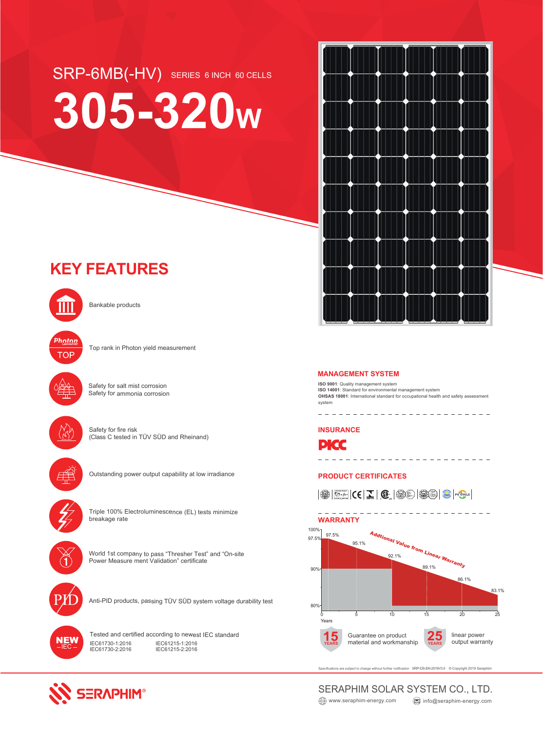# SRP-6MB(-HV) SERIES 6 INCH 60 CELLS

# 305-320W

## KEY FEATURES

- Bankable products
- Top rank in Photon yield measurement
- Safety for salt mist corrosion
  Safety for ammonia corrosion
- Safety for fire risk
  (Class C tested in TÜV SÜD and Rheinand)
- Outstanding power output capability at low irradiance
- Triple 100% Electroluminescence (EL) tests minimize breakage rate
- World 1st company to pass "Thresher Test" and "On-site Power Measure ment Validation" certificate
- Anti-PID products, passing TÜV SÜD system voltage durability test
- Tested and certified according to newest IEC standard
  IEC61730-1:2016 IEC61215-1:2016
  IEC61730-2:2016 IEC61215-2:2016

## MANAGEMENT SYSTEM

**ISO 9001**: Quality management system
**ISO 14001**: Standard for environmental management system
**OHSAS 18001**: International standard for occupational health and safety assessment system

## INSURANCE

PICC

## PRODUCT CERTIFICATES

## WARRANTY

Addtional Value from Linear Warranty

| Years | 0 | 5 | 10 | 15 | 20 | 25 |
|---|---|---|---|---|---|---|
| Power output | 97.5% | 95.1% | 92.1% | 89.1% | 86.1% | 83.1% |

15 YEARS Guarantee on product material and workmanship

25 YEARS linear power output warranty

Specifications are subject to change without further notification SRP-DS-EN-2019V3.0 © Copyright 2019 Seraphim

SERAPHIM

SERAPHIM SOLAR SYSTEM CO., LTD.

www.seraphim-energy.com info@seraphim-energy.com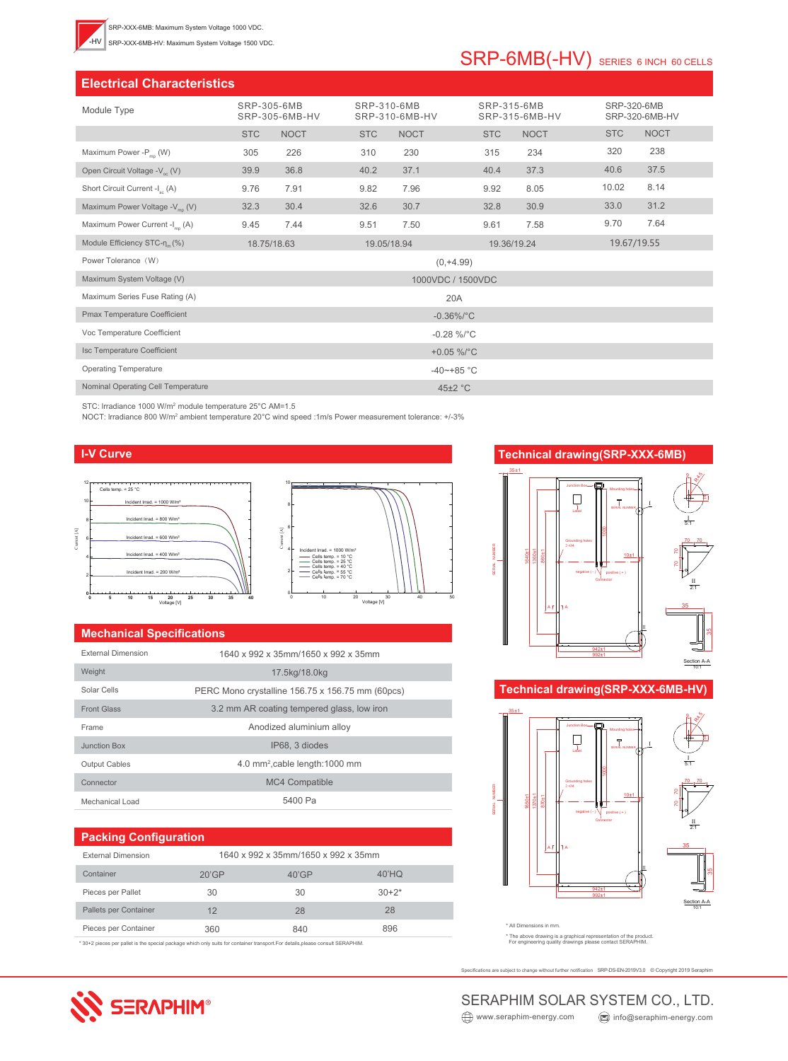-HV

SRP-XXX-6MB: Maximum System Voltage 1000 VDC.
SRP-XXX-6MB-HV: Maximum System Voltage 1500 VDC.

# SRP-6MB(-HV) SERIES 6 INCH 60 CELLS

## Electrical Characteristics

| Module Type | SRP-305-6MB SRP-305-6MB-HV | | SRP-310-6MB SRP-310-6MB-HV | | SRP-315-6MB SRP-315-6MB-HV | | SRP-320-6MB SRP-320-6MB-HV | |
|---|---|---|---|---|---|---|---|---|
| | STC | NOCT | STC | NOCT | STC | NOCT | STC | NOCT |
| Maximum Power -$P_{mp}$ (W) | 305 | 226 | 310 | 230 | 315 | 234 | 320 | 238 |
| Open Circuit Voltage -$V_{oc}$ (V) | 39.9 | 36.8 | 40.2 | 37.1 | 40.4 | 37.3 | 40.6 | 37.5 |
| Short Circuit Current -$I_{sc}$ (A) | 9.76 | 7.91 | 9.82 | 7.96 | 9.92 | 8.05 | 10.02 | 8.14 |
| Maximum Power Voltage -$V_{mp}$ (V) | 32.3 | 30.4 | 32.6 | 30.7 | 32.8 | 30.9 | 33.0 | 31.2 |
| Maximum Power Current -$I_{mp}$ (A) | 9.45 | 7.44 | 9.51 | 7.50 | 9.61 | 7.58 | 9.70 | 7.64 |
| Module Efficiency STC-$\eta_m$ (%) | 18.75/18.63 | | 19.05/18.94 | | 19.36/19.24 | | 19.67/19.55 | |
| Power Tolerance（W） | (0,+4.99) | | | | | | | |
| Maximum System Voltage (V) | 1000VDC / 1500VDC | | | | | | | |
| Maximum Series Fuse Rating (A) | 20A | | | | | | | |
| Pmax Temperature Coefficient | -0.36%/°C | | | | | | | |
| Voc Temperature Coefficient | -0.28 %/°C | | | | | | | |
| Isc Temperature Coefficient | +0.05 %/°C | | | | | | | |
| Operating Temperature | -40~+85 °C | | | | | | | |
| Nominal Operating Cell Temperature | 45±2 °C | | | | | | | |

STC: Irradiance 1000 W/m² module temperature 25°C AM=1.5
NOCT: Irradiance 800 W/m² ambient temperature 20°C wind speed :1m/s Power measurement tolerance: +/-3%

## I-V Curve

Cells temp. = 25 °C
Incident Irrad. = 1000 W/m²
Incident Irrad. = 800 W/m²
Incident Irrad. = 600 W/m²
Incident Irrad. = 400 W/m²
Incident Irrad. = 200 W/m²
Current [A]
Voltage [V]

Incident Irrad. = 1000 W/m²
Cells temp. = 10 °C
Cells temp. = 25 °C
Cells temp. = 40 °C
Cells temp. = 55 °C
Cells temp. = 70 °C
Current [A]
Voltage [V]

## Technical drawing(SRP-XXX-6MB)

35±1, Junction Box, Mounting holes, Label, SERIAL NUMBER, Grounding holes, 1000, 1640±1, 1280±1, 860±1, 10±1, negative ( - ), positive ( + ), Connector, 942±1, 992±1, 35, Section A-A

## Mechanical Specifications

| | |
|---|---|
| External Dimension | 1640 x 992 x 35mm/1650 x 992 x 35mm |
| Weight | 17.5kg/18.0kg |
| Solar Cells | PERC Mono crystalline 156.75 x 156.75 mm (60pcs) |
| Front Glass | 3.2 mm AR coating tempered glass, low iron |
| Frame | Anodized aluminium alloy |
| Junction Box | IP68, 3 diodes |
| Output Cables | 4.0 mm²,cable length:1000 mm |
| Connector | MC4 Compatible |
| Mechanical Load | 5400 Pa |

## Technical drawing(SRP-XXX-6MB-HV)

35±1, Junction Box, Mounting holes, Label, SERIAL NUMBER, Grounding holes, 1000, 1650±1, 1290±1, 870±1, 10±1, negative ( - ), positive ( + ), Connector, 942±1, 992±1, 35, Section A-A

## Packing Configuration

| External Dimension | 1640 x 992 x 35mm/1650 x 992 x 35mm | | |
|---|---|---|---|
| Container | 20'GP | 40'GP | 40'HQ |
| Pieces per Pallet | 30 | 30 | 30+2* |
| Pallets per Container | 12 | 28 | 28 |
| Pieces per Container | 360 | 840 | 896 |

\* 30+2 pieces per pallet is the special package which only suits for container transport.For details,please consult SERAPHIM.

\* All Dimensions in mm.

\* The above drawing is a graphical representation of the product. For engineering quality drawings please contact SERAPHIM.

Specifications are subject to change without further notification SRP-DS-EN-2019V3.0 © Copyright 2019 Seraphim

SERAPHIM

SERAPHIM SOLAR SYSTEM CO., LTD.
www.seraphim-energy.com info@seraphim-energy.com